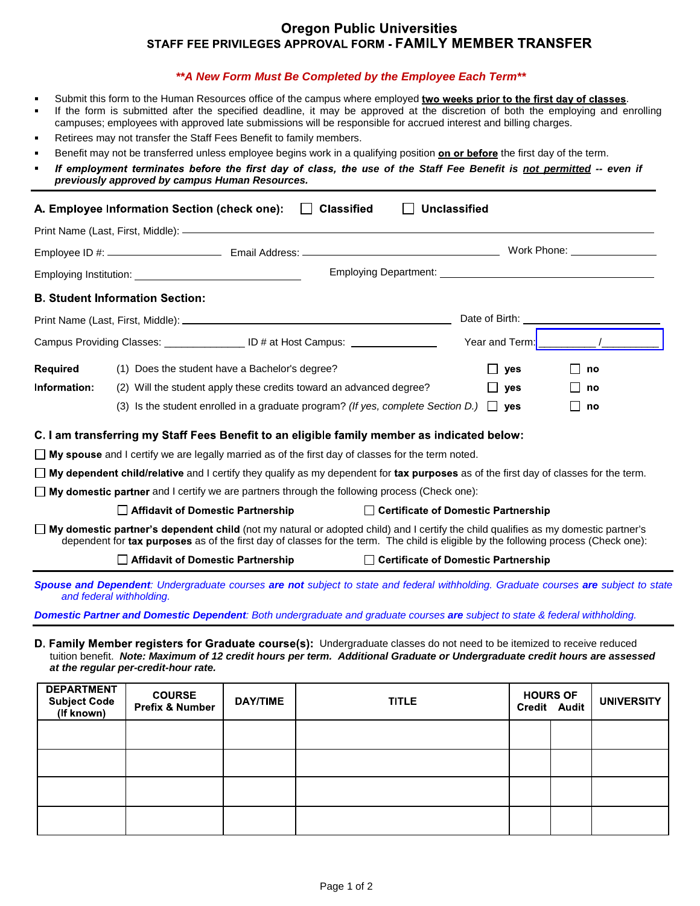# Oregon Public Universities
## STAFF FEE PRIVILEGES APPROVAL FORM - FAMILY MEMBER TRANSFER

***\*\*A New Form Must Be Completed by the Employee Each Term\*\****

- Submit this form to the Human Resources office of the campus where employed **two weeks prior to the first day of classes**.
- If the form is submitted after the specified deadline, it may be approved at the discretion of both the employing and enrolling campuses; employees with approved late submissions will be responsible for accrued interest and billing charges.
- Retirees may not transfer the Staff Fees Benefit to family members.
- Benefit may not be transferred unless employee begins work in a qualifying position **on or before** the first day of the term.
- ***If employment terminates before the first day of class, the use of the Staff Fee Benefit is not permitted -- even if previously approved by campus Human Resources.***

### A. Employee Information Section (check one): ☐ Classified ☐ Unclassified

Print Name (Last, First, Middle): ______________________________

Employee ID #: ____________ Email Address: ____________________ Work Phone: ____________

Employing Institution: ____________________ Employing Department: ____________________

### B. Student Information Section:

Print Name (Last, First, Middle): ____________________ Date of Birth: ____________

Campus Providing Classes: ____________ ID # at Host Campus: ____________ Year and Term: ________ / ________

**Required Information:**

(1) Does the student have a Bachelor's degree? ☐ **yes** ☐ **no**

(2) Will the student apply these credits toward an advanced degree? ☐ **yes** ☐ **no**

(3) Is the student enrolled in a graduate program? *(If yes, complete Section D.)* ☐ **yes** ☐ **no**

### C. I am transferring my Staff Fees Benefit to an eligible family member as indicated below:

☐ **My spouse** and I certify we are legally married as of the first day of classes for the term noted.

☐ **My dependent child/relative** and I certify they qualify as my dependent for **tax purposes** as of the first day of classes for the term.

☐ **My domestic partner** and I certify we are partners through the following process (Check one):

☐ **Affidavit of Domestic Partnership** ☐ **Certificate of Domestic Partnership**

☐ **My domestic partner's dependent child** (not my natural or adopted child) and I certify the child qualifies as my domestic partner's dependent for **tax purposes** as of the first day of classes for the term. The child is eligible by the following process (Check one):

☐ **Affidavit of Domestic Partnership** ☐ **Certificate of Domestic Partnership**

***Spouse and Dependent**: Undergraduate courses **are not** subject to state and federal withholding. Graduate courses **are** subject to state and federal withholding.*

***Domestic Partner and Domestic Dependent**: Both undergraduate and graduate courses **are** subject to state & federal withholding.*

### D. Family Member registers for Graduate course(s):

Undergraduate classes do not need to be itemized to receive reduced tuition benefit. ***Note: Maximum of 12 credit hours per term. Additional Graduate or Undergraduate credit hours are assessed at the regular per-credit-hour rate.***

| DEPARTMENT Subject Code (If known) | COURSE Prefix & Number | DAY/TIME | TITLE | HOURS OF Credit | Audit | UNIVERSITY |
|---|---|---|---|---|---|---|
| | | | | | | |
| | | | | | | |
| | | | | | | |
| | | | | | | |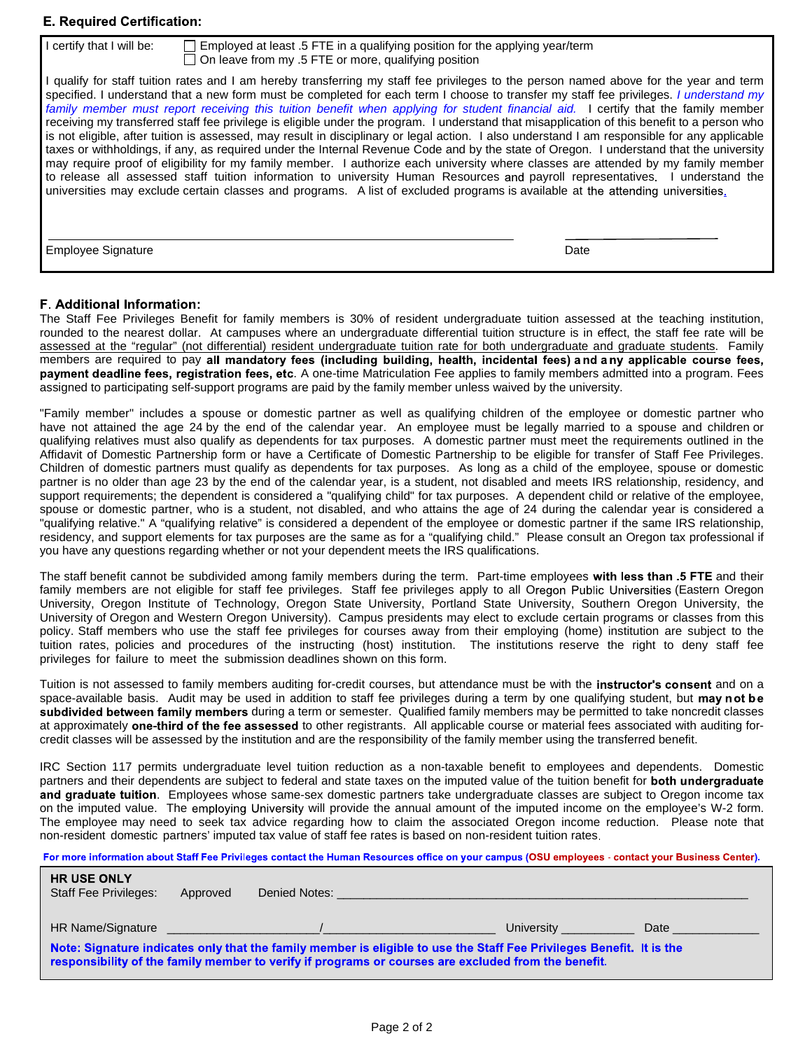## E. Required Certification:

I certify that I will be: ☐ Employed at least .5 FTE in a qualifying position for the applying year/term
☐ On leave from my .5 FTE or more, qualifying position

I qualify for staff tuition rates and I am hereby transferring my staff fee privileges to the person named above for the year and term specified. I understand that a new form must be completed for each term I choose to transfer my staff fee privileges. *I understand my family member must report receiving this tuition benefit when applying for student financial aid.* I certify that the family member receiving my transferred staff fee privilege is eligible under the program. I understand that misapplication of this benefit to a person who is not eligible, after tuition is assessed, may result in disciplinary or legal action. I also understand I am responsible for any applicable taxes or withholdings, if any, as required under the Internal Revenue Code and by the state of Oregon. I understand that the university may require proof of eligibility for my family member. I authorize each university where classes are attended by my family member to release all assessed staff tuition information to university Human Resources and payroll representatives. I understand the universities may exclude certain classes and programs. A list of excluded programs is available at the attending universities.

______________________________________________ ____________________

Employee Signature Date

## F. Additional Information:

The Staff Fee Privileges Benefit for family members is 30% of resident undergraduate tuition assessed at the teaching institution, rounded to the nearest dollar. At campuses where an undergraduate differential tuition structure is in effect, the staff fee rate will be assessed at the "regular" (not differential) resident undergraduate tuition rate for both undergraduate and graduate students. Family members are required to pay **all mandatory fees (including building, health, incidental fees) and any applicable course fees, payment deadline fees, registration fees, etc**. A one-time Matriculation Fee applies to family members admitted into a program. Fees assigned to participating self-support programs are paid by the family member unless waived by the university.

"Family member" includes a spouse or domestic partner as well as qualifying children of the employee or domestic partner who have not attained the age 24 by the end of the calendar year. An employee must be legally married to a spouse and children or qualifying relatives must also qualify as dependents for tax purposes. A domestic partner must meet the requirements outlined in the Affidavit of Domestic Partnership form or have a Certificate of Domestic Partnership to be eligible for transfer of Staff Fee Privileges. Children of domestic partners must qualify as dependents for tax purposes. As long as a child of the employee, spouse or domestic partner is no older than age 23 by the end of the calendar year, is a student, not disabled and meets IRS relationship, residency, and support requirements; the dependent is considered a "qualifying child" for tax purposes. A dependent child or relative of the employee, spouse or domestic partner, who is a student, not disabled, and who attains the age of 24 during the calendar year is considered a "qualifying relative." A "qualifying relative" is considered a dependent of the employee or domestic partner if the same IRS relationship, residency, and support elements for tax purposes are the same as for a "qualifying child." Please consult an Oregon tax professional if you have any questions regarding whether or not your dependent meets the IRS qualifications.

The staff benefit cannot be subdivided among family members during the term. Part-time employees **with less than .5 FTE** and their family members are not eligible for staff fee privileges. Staff fee privileges apply to all Oregon Public Universities (Eastern Oregon University, Oregon Institute of Technology, Oregon State University, Portland State University, Southern Oregon University, the University of Oregon and Western Oregon University). Campus presidents may elect to exclude certain programs or classes from this policy. Staff members who use the staff fee privileges for courses away from their employing (home) institution are subject to the tuition rates, policies and procedures of the instructing (host) institution. The institutions reserve the right to deny staff fee privileges for failure to meet the submission deadlines shown on this form.

Tuition is not assessed to family members auditing for-credit courses, but attendance must be with the **instructor's consent** and on a space-available basis. Audit may be used in addition to staff fee privileges during a term by one qualifying student, but **may not be subdivided between family members** during a term or semester. Qualified family members may be permitted to take noncredit classes at approximately **one-third of the fee assessed** to other registrants. All applicable course or material fees associated with auditing for-credit classes will be assessed by the institution and are the responsibility of the family member using the transferred benefit.

IRC Section 117 permits undergraduate level tuition reduction as a non-taxable benefit to employees and dependents. Domestic partners and their dependents are subject to federal and state taxes on the imputed value of the tuition benefit for **both undergraduate and graduate tuition**. Employees whose same-sex domestic partners take undergraduate classes are subject to Oregon income tax on the imputed value. The employing University will provide the annual amount of the imputed income on the employee's W-2 form. The employee may need to seek tax advice regarding how to claim the associated Oregon income reduction. Please note that non-resident domestic partners' imputed tax value of staff fee rates is based on non-resident tuition rates.

**For more information about Staff Fee Privileges contact the Human Resources office on your campus (OSU employees - contact your Business Center).**

**HR USE ONLY**

Staff Fee Privileges: Approved Denied Notes: ____________________________________________

HR Name/Signature ____________________/______________________ University __________ Date ____________

**Note: Signature indicates only that the family member is eligible to use the Staff Fee Privileges Benefit. It is the responsibility of the family member to verify if programs or courses are excluded from the benefit.**